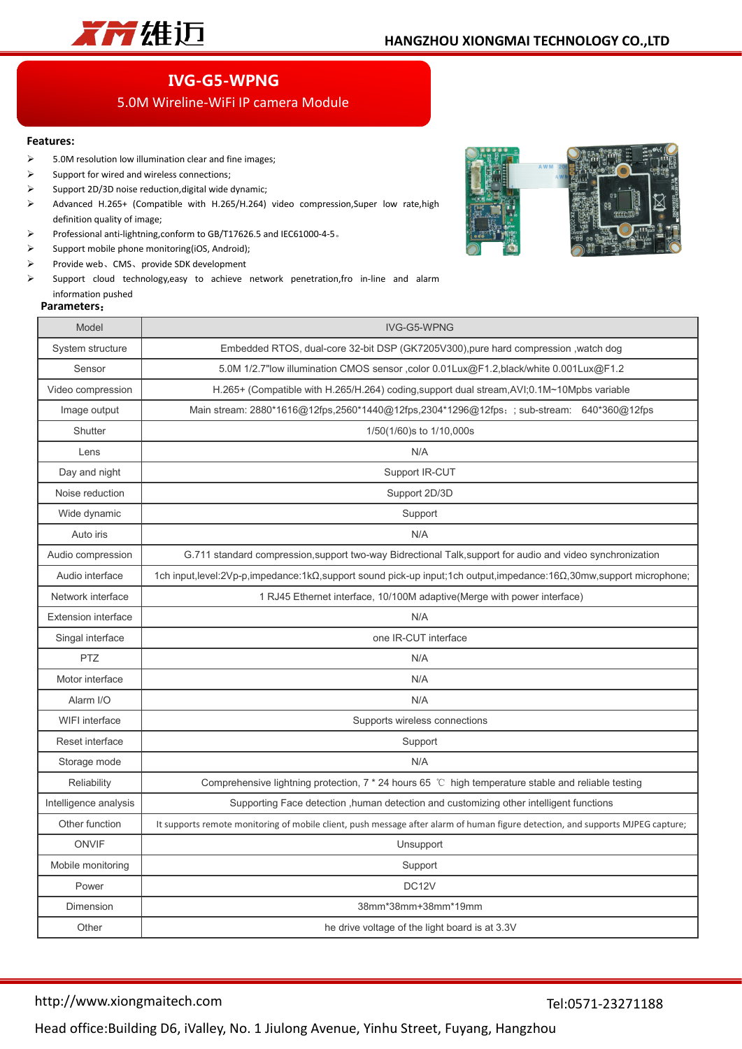# IVG-G5-WPNG

5.0M Wireline-WiFi IP camera Module

**Features:**

- 5.0M resolution low illumination clear and fine images;
- Support for wired and wireless connections;
- Support 2D/3D noise reduction,digital wide dynamic;
- Advanced H.265+ (Compatible with H.265/H.264) video compression,Super low rate,high definition quality of image;
- Professional anti-lightning,conform to GB/T17626.5 and IEC61000-4-5。
- Support mobile phone monitoring(iOS, Android);
- Provide web、CMS、provide SDK development
- Support cloud technology,easy to achieve network penetration,fro in-line and alarm information pushed

**Parameters:**

| Model | IVG-G5-WPNG |
|---|---|
| System structure | Embedded RTOS, dual-core 32-bit DSP (GK7205V300),pure hard compression ,watch dog |
| Sensor | 5.0M 1/2.7"low illumination CMOS sensor ,color 0.01Lux@F1.2,black/white 0.001Lux@F1.2 |
| Video compression | H.265+ (Compatible with H.265/H.264) coding,support dual stream,AVI;0.1M~10Mpbs variable |
| Image output | Main stream: 2880*1616@12fps,2560*1440@12fps,2304*1296@12fps；; sub-stream: 640*360@12fps |
| Shutter | 1/50(1/60)s to 1/10,000s |
| Lens | N/A |
| Day and night | Support IR-CUT |
| Noise reduction | Support 2D/3D |
| Wide dynamic | Support |
| Auto iris | N/A |
| Audio compression | G.711 standard compression,support two-way Bidrectional Talk,support for audio and video synchronization |
| Audio interface | 1ch input,level:2Vp-p,impedance:1kΩ,support sound pick-up input;1ch output,impedance:16Ω,30mw,support microphone; |
| Network interface | 1 RJ45 Ethernet interface, 10/100M adaptive(Merge with power interface) |
| Extension interface | N/A |
| Singal interface | one IR-CUT interface |
| PTZ | N/A |
| Motor interface | N/A |
| Alarm I/O | N/A |
| WIFI interface | Supports wireless connections |
| Reset interface | Support |
| Storage mode | N/A |
| Reliability | Comprehensive lightning protection, 7 * 24 hours 65 ℃ high temperature stable and reliable testing |
| Intelligence analysis | Supporting Face detection ,human detection and customizing other intelligent functions |
| Other function | It supports remote monitoring of mobile client, push message after alarm of human figure detection, and supports MJPEG capture; |
| ONVIF | Unsupport |
| Mobile monitoring | Support |
| Power | DC12V |
| Dimension | 38mm*38mm+38mm*19mm |
| Other | he drive voltage of the light board is at 3.3V |

http://www.xiongmaitech.com Tel:0571-23271188

Head office:Building D6, iValley, No. 1 Jiulong Avenue, Yinhu Street, Fuyang, Hangzhou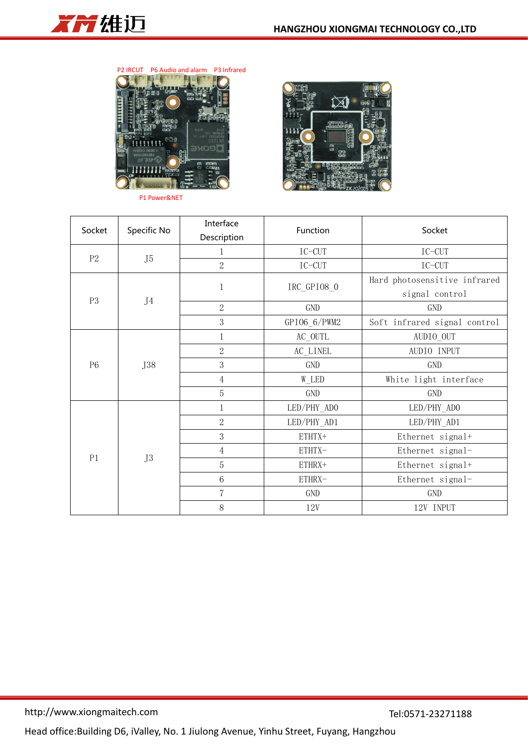P2 IRCUT P6 Audio and alarm P3 Infrared

P1 Power&NET

| Socket | Specific No | Interface Description | Function | Socket |
|---|---|---|---|---|
| P2 | J5 | 1 | IC-CUT | IC-CUT |
| | | 2 | IC-CUT | IC-CUT |
| P3 | J4 | 1 | IRC_GPIO8_0 | Hard photosensitive infrared signal control |
| | | 2 | GND | GND |
| | | 3 | GPIO6_6/PWM2 | Soft infrared signal control |
| P6 | J38 | 1 | AC_OUTL | AUDIO_OUT |
| | | 2 | AC_LINEL | AUDIO INPUT |
| | | 3 | GND | GND |
| | | 4 | W_LED | White light interface |
| | | 5 | GND | GND |
| P1 | J3 | 1 | LED/PHY_AD0 | LED/PHY_AD0 |
| | | 2 | LED/PHY_AD1 | LED/PHY_AD1 |
| | | 3 | ETHTX+ | Ethernet signal+ |
| | | 4 | ETHTX- | Ethernet signal- |
| | | 5 | ETHRX+ | Ethernet signal+ |
| | | 6 | ETHRX- | Ethernet signal- |
| | | 7 | GND | GND |
| | | 8 | 12V | 12V INPUT |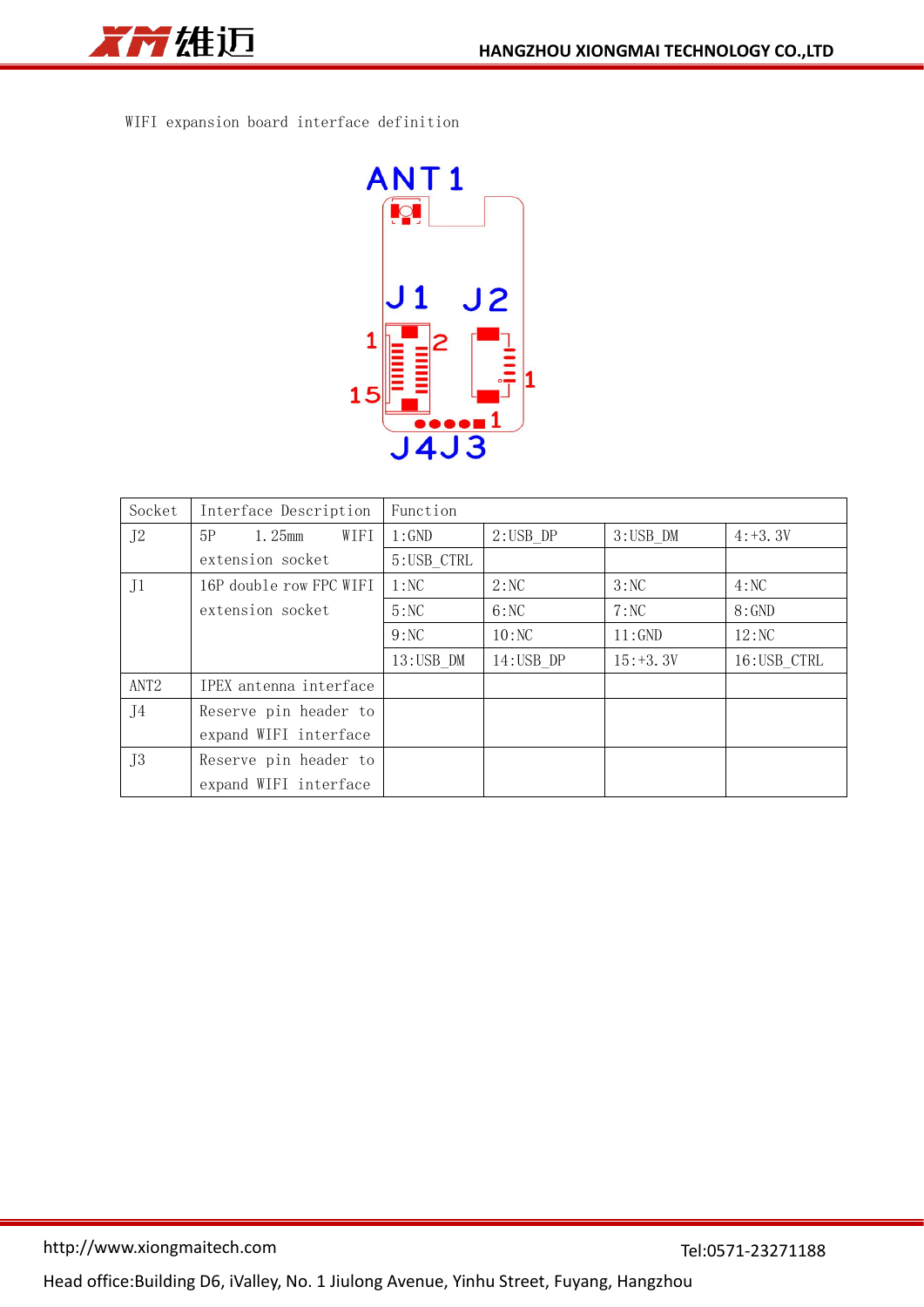WIFI expansion board interface definition

ANT1

J1 J2

1 2 1

15

J4J3 1

| Socket | Interface Description | Function | | | |
|---|---|---|---|---|---|
| J2 | 5P 1.25mm WIFI extension socket | 1:GND | 2:USB_DP | 3:USB_DM | 4:+3.3V |
| | | 5:USB_CTRL | | | |
| J1 | 16P double row FPC WIFI extension socket | 1:NC | 2:NC | 3:NC | 4:NC |
| | | 5:NC | 6:NC | 7:NC | 8:GND |
| | | 9:NC | 10:NC | 11:GND | 12:NC |
| | | 13:USB_DM | 14:USB_DP | 15:+3.3V | 16:USB_CTRL |
| ANT2 | IPEX antenna interface | | | | |
| J4 | Reserve pin header to expand WIFI interface | | | | |
| J3 | Reserve pin header to expand WIFI interface | | | | |